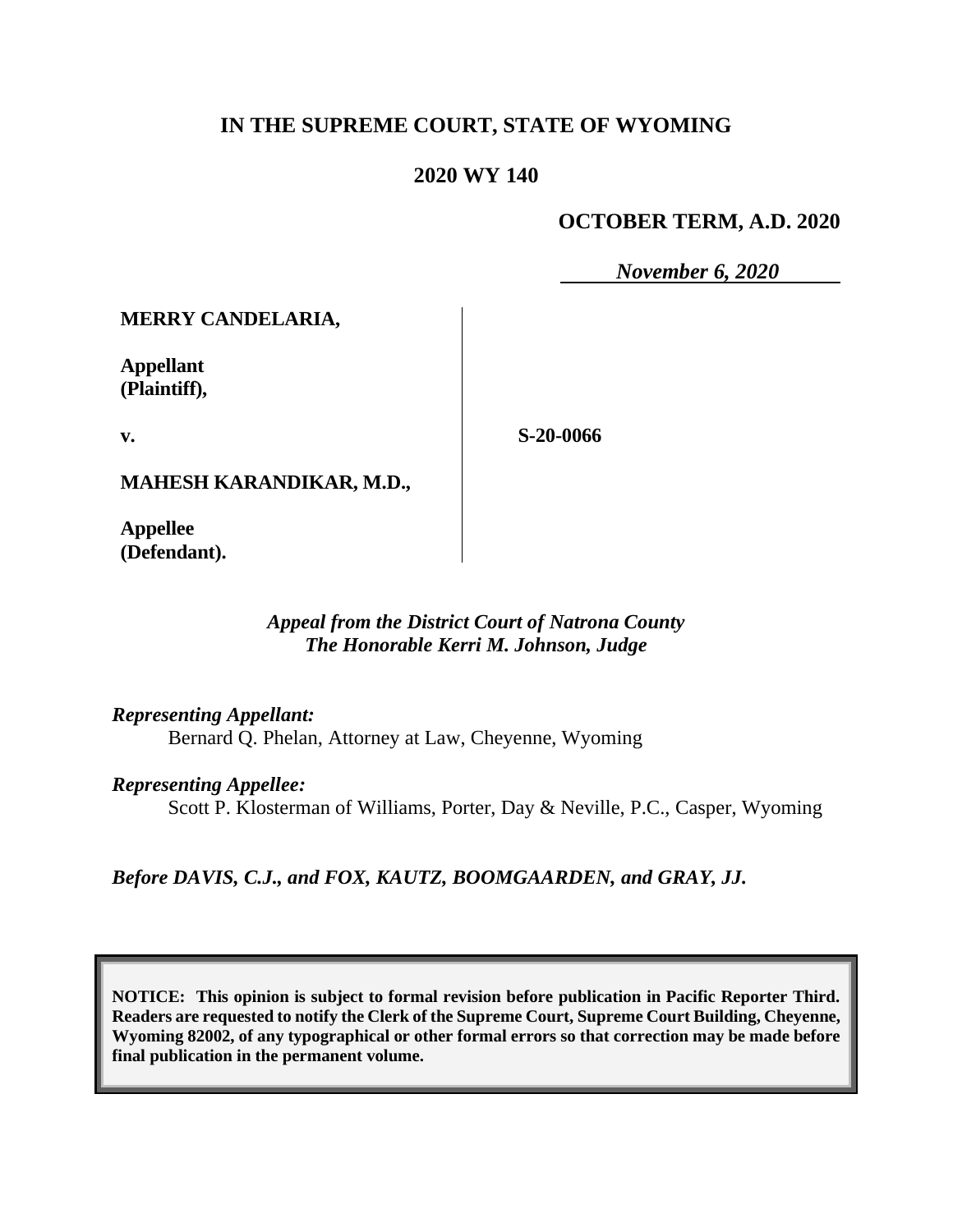# IN THE SUPREME COURT, STATE OF WYOMING

## 2020 WY 140

**OCTOBER TERM, A.D. 2020**

*November 6, 2020*

**MERRY CANDELARIA,**

**Appellant (Plaintiff),**

**v.**

**MAHESH KARANDIKAR, M.D.,**

**Appellee (Defendant).**

**S-20-0066**

*Appeal from the District Court of Natrona County*
*The Honorable Kerri M. Johnson, Judge*

*Representing Appellant:*
Bernard Q. Phelan, Attorney at Law, Cheyenne, Wyoming

*Representing Appellee:*
Scott P. Klosterman of Williams, Porter, Day & Neville, P.C., Casper, Wyoming

*Before DAVIS, C.J., and FOX, KAUTZ, BOOMGAARDEN, and GRAY, JJ.*

**NOTICE: This opinion is subject to formal revision before publication in Pacific Reporter Third. Readers are requested to notify the Clerk of the Supreme Court, Supreme Court Building, Cheyenne, Wyoming 82002, of any typographical or other formal errors so that correction may be made before final publication in the permanent volume.**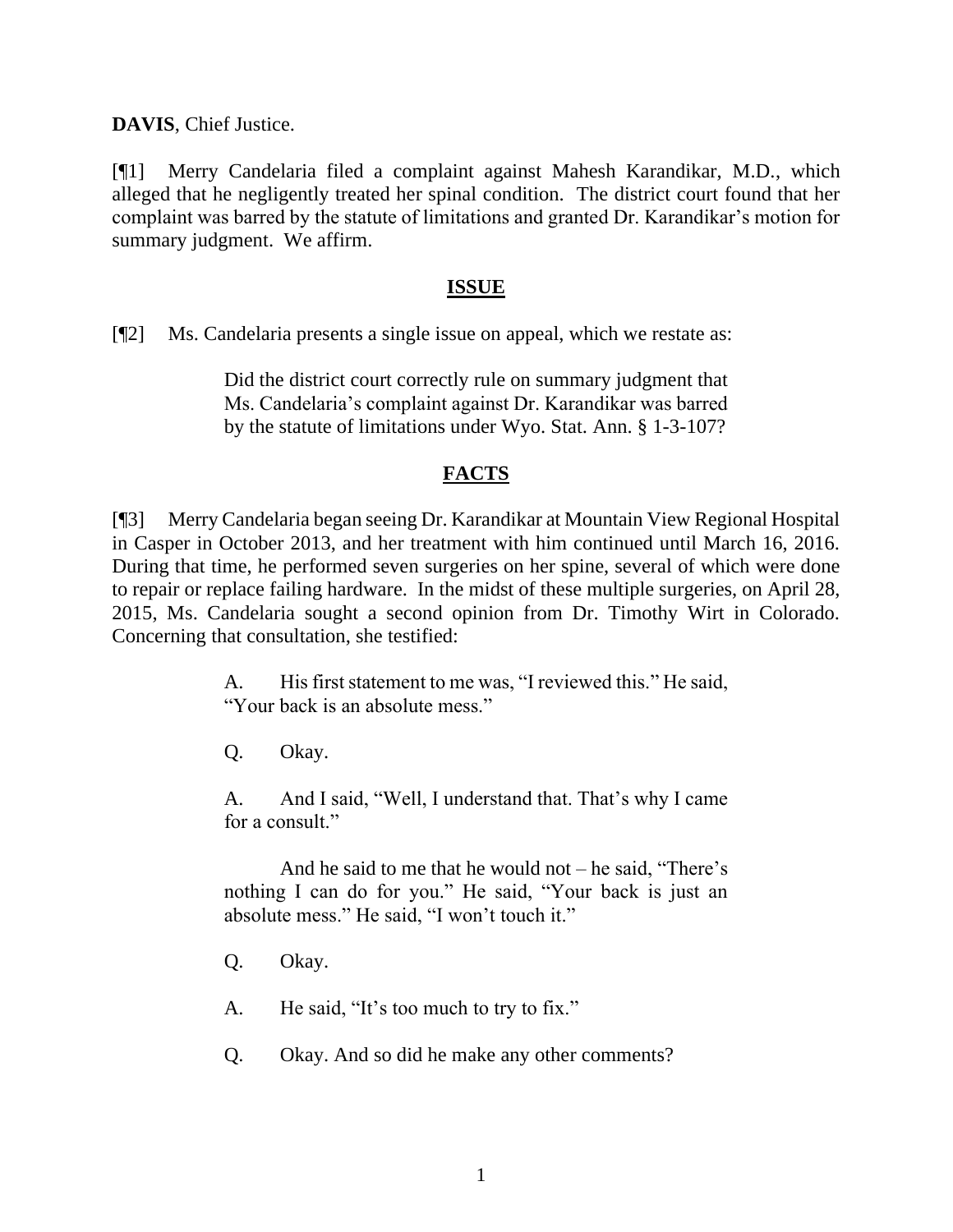**DAVIS**, Chief Justice.

[¶1] Merry Candelaria filed a complaint against Mahesh Karandikar, M.D., which alleged that he negligently treated her spinal condition. The district court found that her complaint was barred by the statute of limitations and granted Dr. Karandikar's motion for summary judgment. We affirm.

## ISSUE

[¶2] Ms. Candelaria presents a single issue on appeal, which we restate as:

> Did the district court correctly rule on summary judgment that Ms. Candelaria's complaint against Dr. Karandikar was barred by the statute of limitations under Wyo. Stat. Ann. § 1-3-107?

## FACTS

[¶3] Merry Candelaria began seeing Dr. Karandikar at Mountain View Regional Hospital in Casper in October 2013, and her treatment with him continued until March 16, 2016. During that time, he performed seven surgeries on her spine, several of which were done to repair or replace failing hardware. In the midst of these multiple surgeries, on April 28, 2015, Ms. Candelaria sought a second opinion from Dr. Timothy Wirt in Colorado. Concerning that consultation, she testified:

> A. His first statement to me was, "I reviewed this." He said, "Your back is an absolute mess."
>
> Q. Okay.
>
> A. And I said, "Well, I understand that. That's why I came for a consult."
>
> And he said to me that he would not – he said, "There's nothing I can do for you." He said, "Your back is just an absolute mess." He said, "I won't touch it."
>
> Q. Okay.
>
> A. He said, "It's too much to try to fix."
>
> Q. Okay. And so did he make any other comments?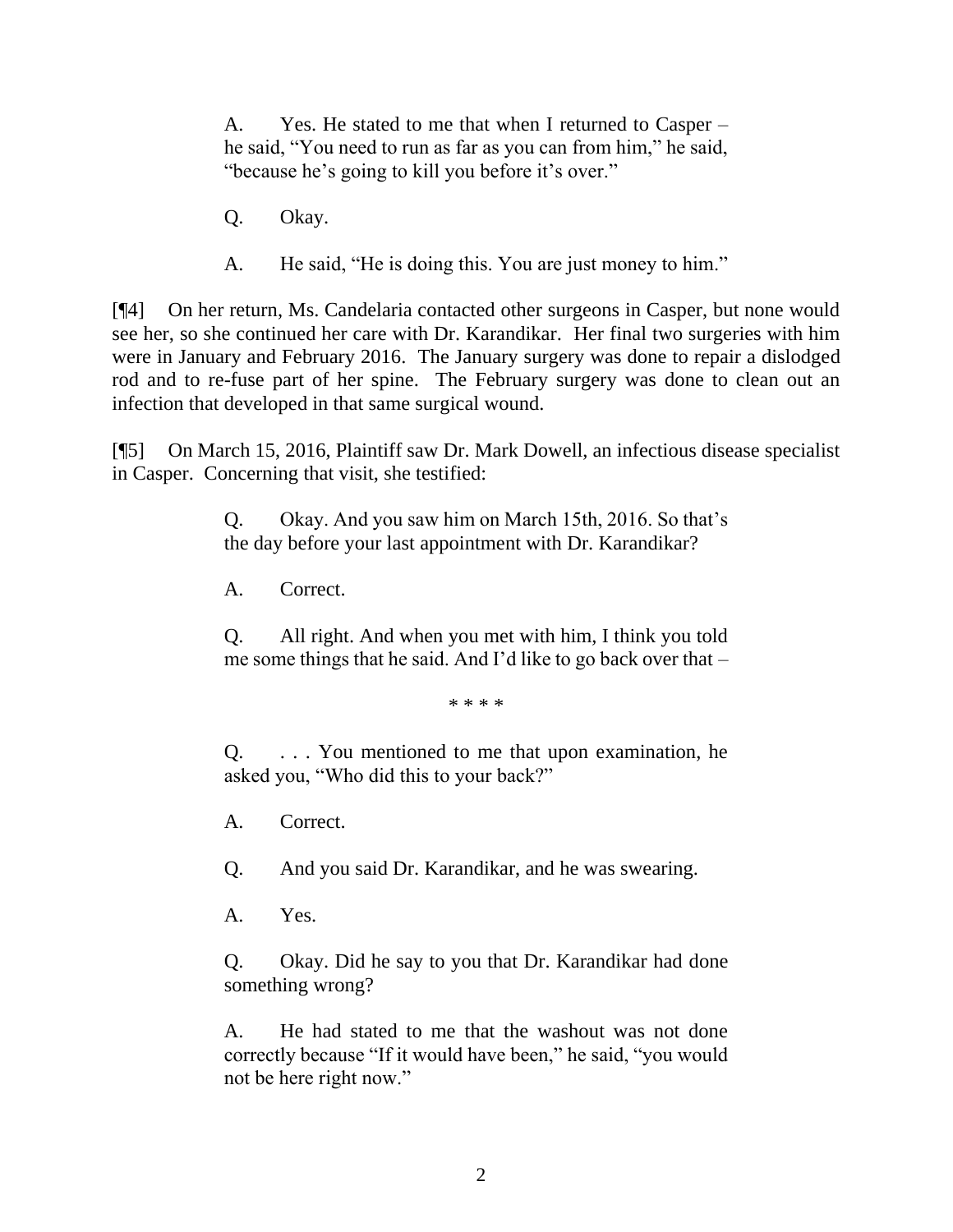> A. Yes. He stated to me that when I returned to Casper – he said, "You need to run as far as you can from him," he said, "because he's going to kill you before it's over."
>
> Q. Okay.
>
> A. He said, "He is doing this. You are just money to him."

[¶4] On her return, Ms. Candelaria contacted other surgeons in Casper, but none would see her, so she continued her care with Dr. Karandikar. Her final two surgeries with him were in January and February 2016. The January surgery was done to repair a dislodged rod and to re-fuse part of her spine. The February surgery was done to clean out an infection that developed in that same surgical wound.

[¶5] On March 15, 2016, Plaintiff saw Dr. Mark Dowell, an infectious disease specialist in Casper. Concerning that visit, she testified:

> Q. Okay. And you saw him on March 15th, 2016. So that's the day before your last appointment with Dr. Karandikar?
>
> A. Correct.
>
> Q. All right. And when you met with him, I think you told me some things that he said. And I'd like to go back over that –
>
> * * * *
>
> Q. . . . You mentioned to me that upon examination, he asked you, "Who did this to your back?"
>
> A. Correct.
>
> Q. And you said Dr. Karandikar, and he was swearing.
>
> A. Yes.
>
> Q. Okay. Did he say to you that Dr. Karandikar had done something wrong?
>
> A. He had stated to me that the washout was not done correctly because "If it would have been," he said, "you would not be here right now."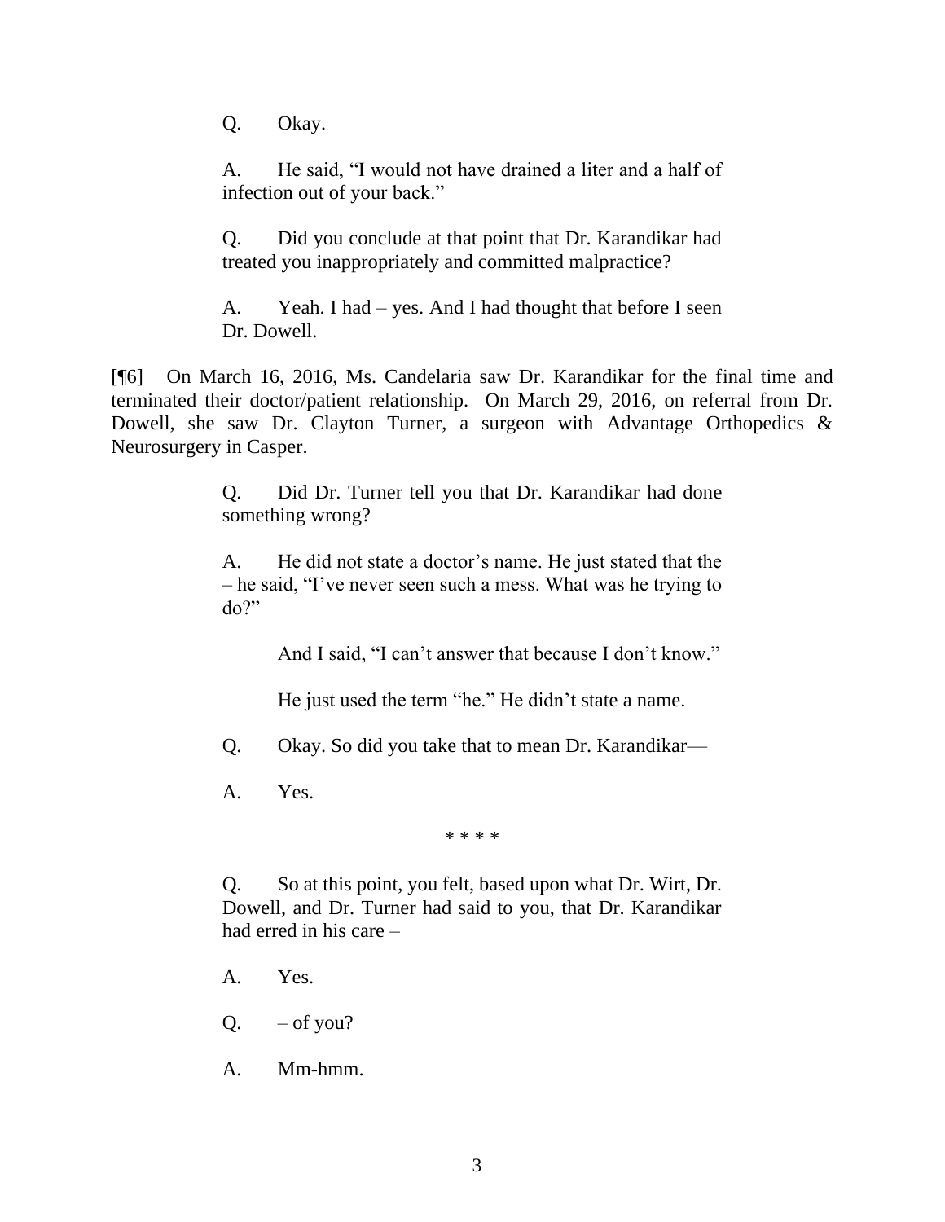> Q. Okay.
>
> A. He said, "I would not have drained a liter and a half of infection out of your back."
>
> Q. Did you conclude at that point that Dr. Karandikar had treated you inappropriately and committed malpractice?
>
> A. Yeah. I had – yes. And I had thought that before I seen Dr. Dowell.

[¶6] On March 16, 2016, Ms. Candelaria saw Dr. Karandikar for the final time and terminated their doctor/patient relationship. On March 29, 2016, on referral from Dr. Dowell, she saw Dr. Clayton Turner, a surgeon with Advantage Orthopedics & Neurosurgery in Casper.

> Q. Did Dr. Turner tell you that Dr. Karandikar had done something wrong?
>
> A. He did not state a doctor's name. He just stated that the – he said, "I've never seen such a mess. What was he trying to do?"
>
> And I said, "I can't answer that because I don't know."
>
> He just used the term "he." He didn't state a name.
>
> Q. Okay. So did you take that to mean Dr. Karandikar—
>
> A. Yes.
>
> \* \* \* \*
>
> Q. So at this point, you felt, based upon what Dr. Wirt, Dr. Dowell, and Dr. Turner had said to you, that Dr. Karandikar had erred in his care –
>
> A. Yes.
>
> Q. – of you?
>
> A. Mm-hmm.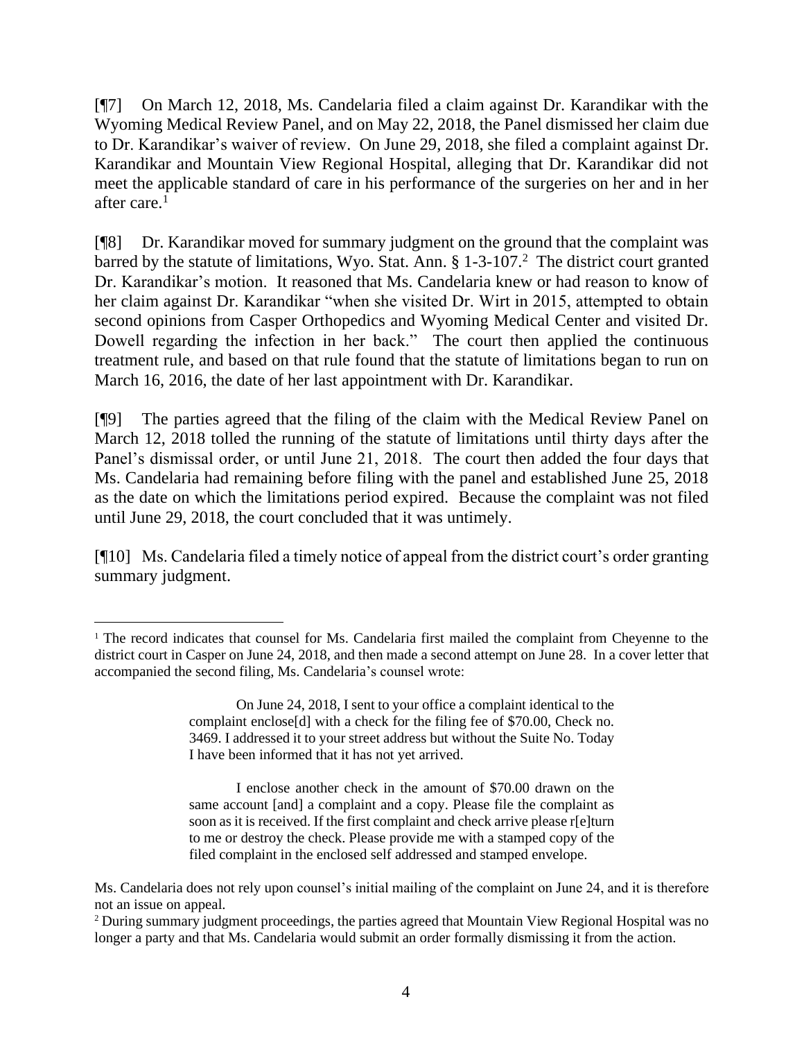[¶7] On March 12, 2018, Ms. Candelaria filed a claim against Dr. Karandikar with the Wyoming Medical Review Panel, and on May 22, 2018, the Panel dismissed her claim due to Dr. Karandikar's waiver of review. On June 29, 2018, she filed a complaint against Dr. Karandikar and Mountain View Regional Hospital, alleging that Dr. Karandikar did not meet the applicable standard of care in his performance of the surgeries on her and in her after care.[1]

[¶8] Dr. Karandikar moved for summary judgment on the ground that the complaint was barred by the statute of limitations, Wyo. Stat. Ann. § 1-3-107.[2] The district court granted Dr. Karandikar's motion. It reasoned that Ms. Candelaria knew or had reason to know of her claim against Dr. Karandikar "when she visited Dr. Wirt in 2015, attempted to obtain second opinions from Casper Orthopedics and Wyoming Medical Center and visited Dr. Dowell regarding the infection in her back." The court then applied the continuous treatment rule, and based on that rule found that the statute of limitations began to run on March 16, 2016, the date of her last appointment with Dr. Karandikar.

[¶9] The parties agreed that the filing of the claim with the Medical Review Panel on March 12, 2018 tolled the running of the statute of limitations until thirty days after the Panel's dismissal order, or until June 21, 2018. The court then added the four days that Ms. Candelaria had remaining before filing with the panel and established June 25, 2018 as the date on which the limitations period expired. Because the complaint was not filed until June 29, 2018, the court concluded that it was untimely.

[¶10] Ms. Candelaria filed a timely notice of appeal from the district court's order granting summary judgment.

---

[1] The record indicates that counsel for Ms. Candelaria first mailed the complaint from Cheyenne to the district court in Casper on June 24, 2018, and then made a second attempt on June 28. In a cover letter that accompanied the second filing, Ms. Candelaria's counsel wrote:

> On June 24, 2018, I sent to your office a complaint identical to the complaint enclose[d] with a check for the filing fee of $70.00, Check no. 3469. I addressed it to your street address but without the Suite No. Today I have been informed that it has not yet arrived.
>
> I enclose another check in the amount of $70.00 drawn on the same account [and] a complaint and a copy. Please file the complaint as soon as it is received. If the first complaint and check arrive please r[e]turn to me or destroy the check. Please provide me with a stamped copy of the filed complaint in the enclosed self addressed and stamped envelope.

Ms. Candelaria does not rely upon counsel's initial mailing of the complaint on June 24, and it is therefore not an issue on appeal.

[2] During summary judgment proceedings, the parties agreed that Mountain View Regional Hospital was no longer a party and that Ms. Candelaria would submit an order formally dismissing it from the action.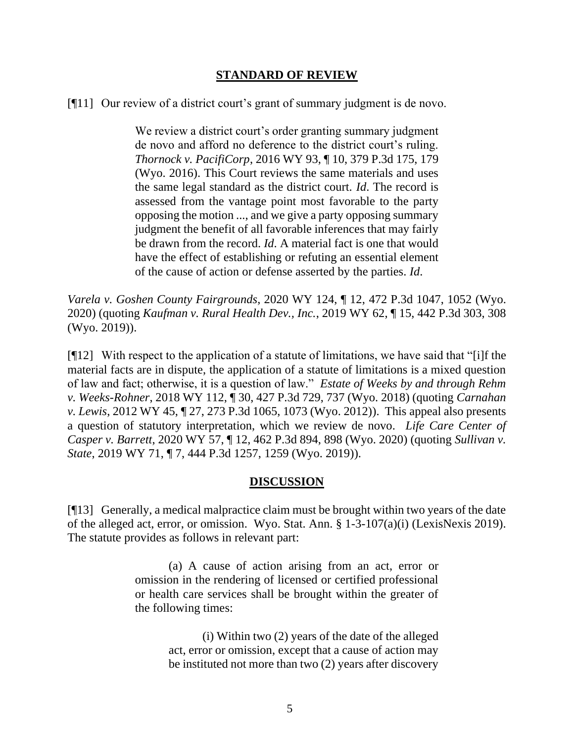## STANDARD OF REVIEW

[¶11] Our review of a district court's grant of summary judgment is de novo.

> We review a district court's order granting summary judgment de novo and afford no deference to the district court's ruling. *Thornock v. PacifiCorp*, 2016 WY 93, ¶ 10, 379 P.3d 175, 179 (Wyo. 2016). This Court reviews the same materials and uses the same legal standard as the district court. *Id*. The record is assessed from the vantage point most favorable to the party opposing the motion ..., and we give a party opposing summary judgment the benefit of all favorable inferences that may fairly be drawn from the record. *Id*. A material fact is one that would have the effect of establishing or refuting an essential element of the cause of action or defense asserted by the parties. *Id*.

*Varela v. Goshen County Fairgrounds*, 2020 WY 124, ¶ 12, 472 P.3d 1047, 1052 (Wyo. 2020) (quoting *Kaufman v. Rural Health Dev., Inc.*, 2019 WY 62, ¶ 15, 442 P.3d 303, 308 (Wyo. 2019)).

[¶12] With respect to the application of a statute of limitations, we have said that "[i]f the material facts are in dispute, the application of a statute of limitations is a mixed question of law and fact; otherwise, it is a question of law." *Estate of Weeks by and through Rehm v. Weeks-Rohner*, 2018 WY 112, ¶ 30, 427 P.3d 729, 737 (Wyo. 2018) (quoting *Carnahan v. Lewis*, 2012 WY 45, ¶ 27, 273 P.3d 1065, 1073 (Wyo. 2012)). This appeal also presents a question of statutory interpretation, which we review de novo. *Life Care Center of Casper v. Barrett*, 2020 WY 57, ¶ 12, 462 P.3d 894, 898 (Wyo. 2020) (quoting *Sullivan v. State*, 2019 WY 71, ¶ 7, 444 P.3d 1257, 1259 (Wyo. 2019)).

## DISCUSSION

[¶13] Generally, a medical malpractice claim must be brought within two years of the date of the alleged act, error, or omission. Wyo. Stat. Ann. § 1-3-107(a)(i) (LexisNexis 2019). The statute provides as follows in relevant part:

> (a) A cause of action arising from an act, error or omission in the rendering of licensed or certified professional or health care services shall be brought within the greater of the following times:
>
> > (i) Within two (2) years of the date of the alleged act, error or omission, except that a cause of action may be instituted not more than two (2) years after discovery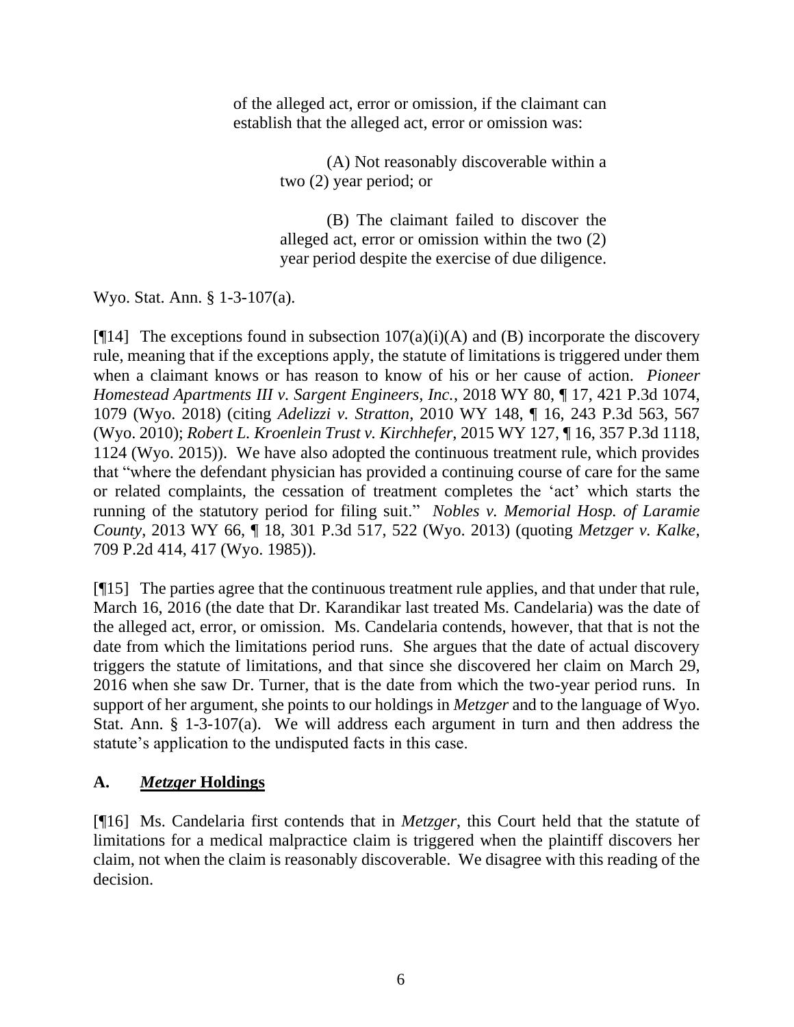> of the alleged act, error or omission, if the claimant can establish that the alleged act, error or omission was:
>
> > (A) Not reasonably discoverable within a two (2) year period; or
> >
> > (B) The claimant failed to discover the alleged act, error or omission within the two (2) year period despite the exercise of due diligence.

Wyo. Stat. Ann. § 1-3-107(a).

[¶14] The exceptions found in subsection 107(a)(i)(A) and (B) incorporate the discovery rule, meaning that if the exceptions apply, the statute of limitations is triggered under them when a claimant knows or has reason to know of his or her cause of action. *Pioneer Homestead Apartments III v. Sargent Engineers, Inc.*, 2018 WY 80, ¶ 17, 421 P.3d 1074, 1079 (Wyo. 2018) (citing *Adelizzi v. Stratton*, 2010 WY 148, ¶ 16, 243 P.3d 563, 567 (Wyo. 2010); *Robert L. Kroenlein Trust v. Kirchhefer*, 2015 WY 127, ¶ 16, 357 P.3d 1118, 1124 (Wyo. 2015)). We have also adopted the continuous treatment rule, which provides that "where the defendant physician has provided a continuing course of care for the same or related complaints, the cessation of treatment completes the 'act' which starts the running of the statutory period for filing suit." *Nobles v. Memorial Hosp. of Laramie County*, 2013 WY 66, ¶ 18, 301 P.3d 517, 522 (Wyo. 2013) (quoting *Metzger v. Kalke*, 709 P.2d 414, 417 (Wyo. 1985)).

[¶15] The parties agree that the continuous treatment rule applies, and that under that rule, March 16, 2016 (the date that Dr. Karandikar last treated Ms. Candelaria) was the date of the alleged act, error, or omission. Ms. Candelaria contends, however, that that is not the date from which the limitations period runs. She argues that the date of actual discovery triggers the statute of limitations, and that since she discovered her claim on March 29, 2016 when she saw Dr. Turner, that is the date from which the two-year period runs. In support of her argument, she points to our holdings in *Metzger* and to the language of Wyo. Stat. Ann. § 1-3-107(a). We will address each argument in turn and then address the statute's application to the undisputed facts in this case.

## A. *Metzger* Holdings

[¶16] Ms. Candelaria first contends that in *Metzger*, this Court held that the statute of limitations for a medical malpractice claim is triggered when the plaintiff discovers her claim, not when the claim is reasonably discoverable. We disagree with this reading of the decision.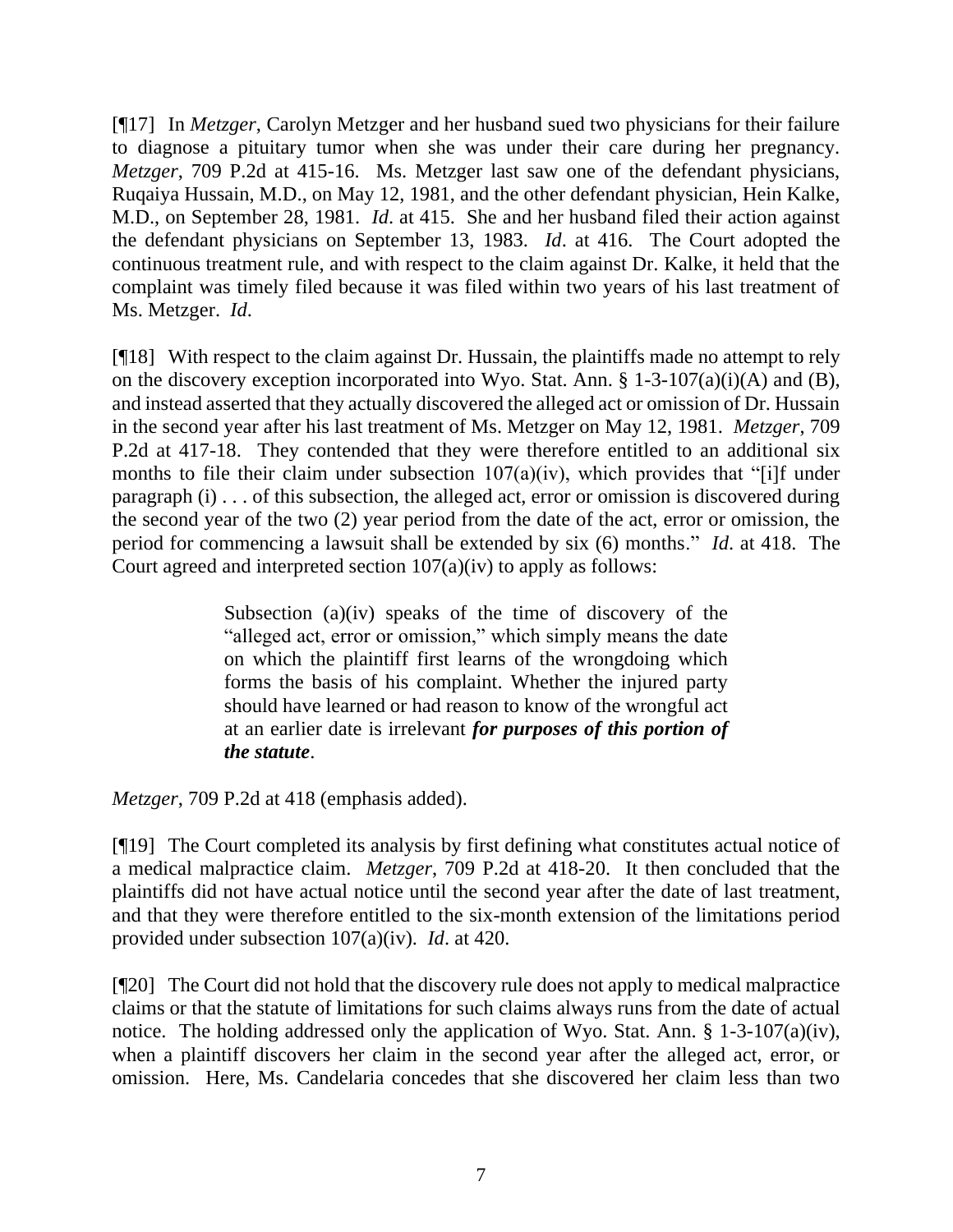[¶17] In *Metzger*, Carolyn Metzger and her husband sued two physicians for their failure to diagnose a pituitary tumor when she was under their care during her pregnancy. *Metzger*, 709 P.2d at 415-16. Ms. Metzger last saw one of the defendant physicians, Ruqaiya Hussain, M.D., on May 12, 1981, and the other defendant physician, Hein Kalke, M.D., on September 28, 1981. *Id*. at 415. She and her husband filed their action against the defendant physicians on September 13, 1983. *Id*. at 416. The Court adopted the continuous treatment rule, and with respect to the claim against Dr. Kalke, it held that the complaint was timely filed because it was filed within two years of his last treatment of Ms. Metzger. *Id*.

[¶18] With respect to the claim against Dr. Hussain, the plaintiffs made no attempt to rely on the discovery exception incorporated into Wyo. Stat. Ann. § 1-3-107(a)(i)(A) and (B), and instead asserted that they actually discovered the alleged act or omission of Dr. Hussain in the second year after his last treatment of Ms. Metzger on May 12, 1981. *Metzger*, 709 P.2d at 417-18. They contended that they were therefore entitled to an additional six months to file their claim under subsection 107(a)(iv), which provides that "[i]f under paragraph (i) . . . of this subsection, the alleged act, error or omission is discovered during the second year of the two (2) year period from the date of the act, error or omission, the period for commencing a lawsuit shall be extended by six (6) months." *Id*. at 418. The Court agreed and interpreted section 107(a)(iv) to apply as follows:

> Subsection (a)(iv) speaks of the time of discovery of the "alleged act, error or omission," which simply means the date on which the plaintiff first learns of the wrongdoing which forms the basis of his complaint. Whether the injured party should have learned or had reason to know of the wrongful act at an earlier date is irrelevant ***for purposes of this portion of the statute***.

*Metzger*, 709 P.2d at 418 (emphasis added).

[¶19] The Court completed its analysis by first defining what constitutes actual notice of a medical malpractice claim. *Metzger*, 709 P.2d at 418-20. It then concluded that the plaintiffs did not have actual notice until the second year after the date of last treatment, and that they were therefore entitled to the six-month extension of the limitations period provided under subsection 107(a)(iv). *Id*. at 420.

[¶20] The Court did not hold that the discovery rule does not apply to medical malpractice claims or that the statute of limitations for such claims always runs from the date of actual notice. The holding addressed only the application of Wyo. Stat. Ann. § 1-3-107(a)(iv), when a plaintiff discovers her claim in the second year after the alleged act, error, or omission. Here, Ms. Candelaria concedes that she discovered her claim less than two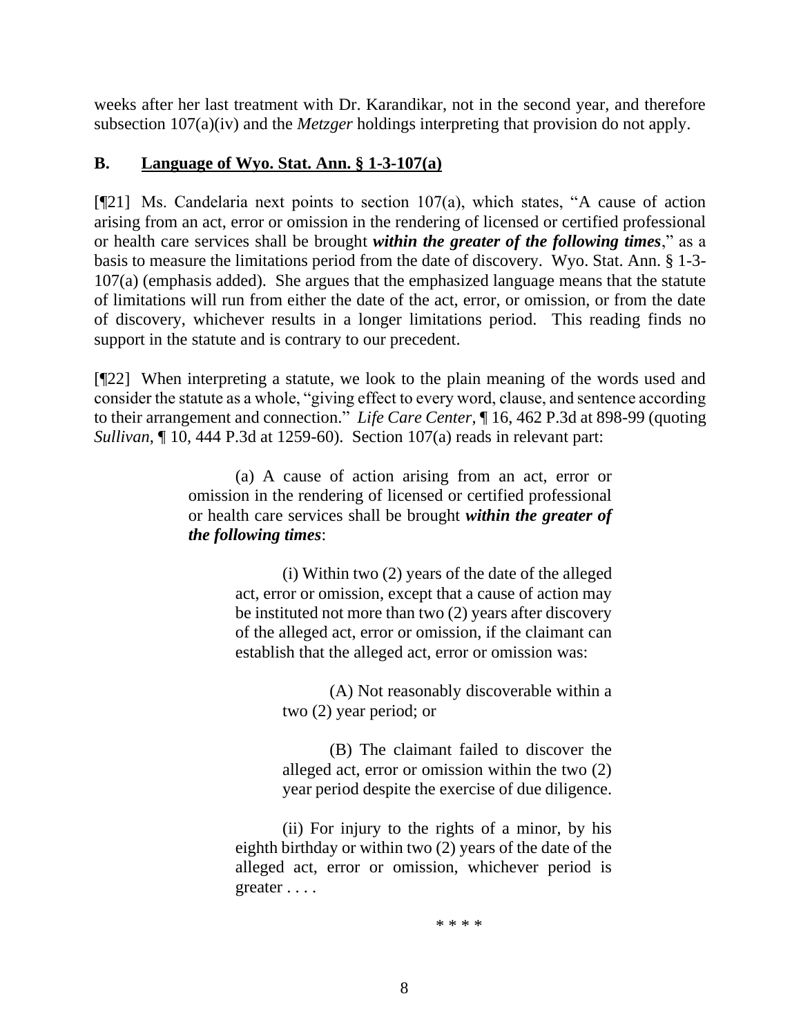weeks after her last treatment with Dr. Karandikar, not in the second year, and therefore subsection 107(a)(iv) and the *Metzger* holdings interpreting that provision do not apply.

### B. Language of Wyo. Stat. Ann. § 1-3-107(a)

[¶21] Ms. Candelaria next points to section 107(a), which states, "A cause of action arising from an act, error or omission in the rendering of licensed or certified professional or health care services shall be brought ***within the greater of the following times***," as a basis to measure the limitations period from the date of discovery. Wyo. Stat. Ann. § 1-3-107(a) (emphasis added). She argues that the emphasized language means that the statute of limitations will run from either the date of the act, error, or omission, or from the date of discovery, whichever results in a longer limitations period. This reading finds no support in the statute and is contrary to our precedent.

[¶22] When interpreting a statute, we look to the plain meaning of the words used and consider the statute as a whole, "giving effect to every word, clause, and sentence according to their arrangement and connection." *Life Care Center*, ¶ 16, 462 P.3d at 898-99 (quoting *Sullivan*, ¶ 10, 444 P.3d at 1259-60). Section 107(a) reads in relevant part:

> (a) A cause of action arising from an act, error or omission in the rendering of licensed or certified professional or health care services shall be brought ***within the greater of the following times***:
>
> > (i) Within two (2) years of the date of the alleged act, error or omission, except that a cause of action may be instituted not more than two (2) years after discovery of the alleged act, error or omission, if the claimant can establish that the alleged act, error or omission was:
> >
> > > (A) Not reasonably discoverable within a two (2) year period; or
> > >
> > > (B) The claimant failed to discover the alleged act, error or omission within the two (2) year period despite the exercise of due diligence.
> >
> > (ii) For injury to the rights of a minor, by his eighth birthday or within two (2) years of the date of the alleged act, error or omission, whichever period is greater . . . .
>
> \* \* \* \*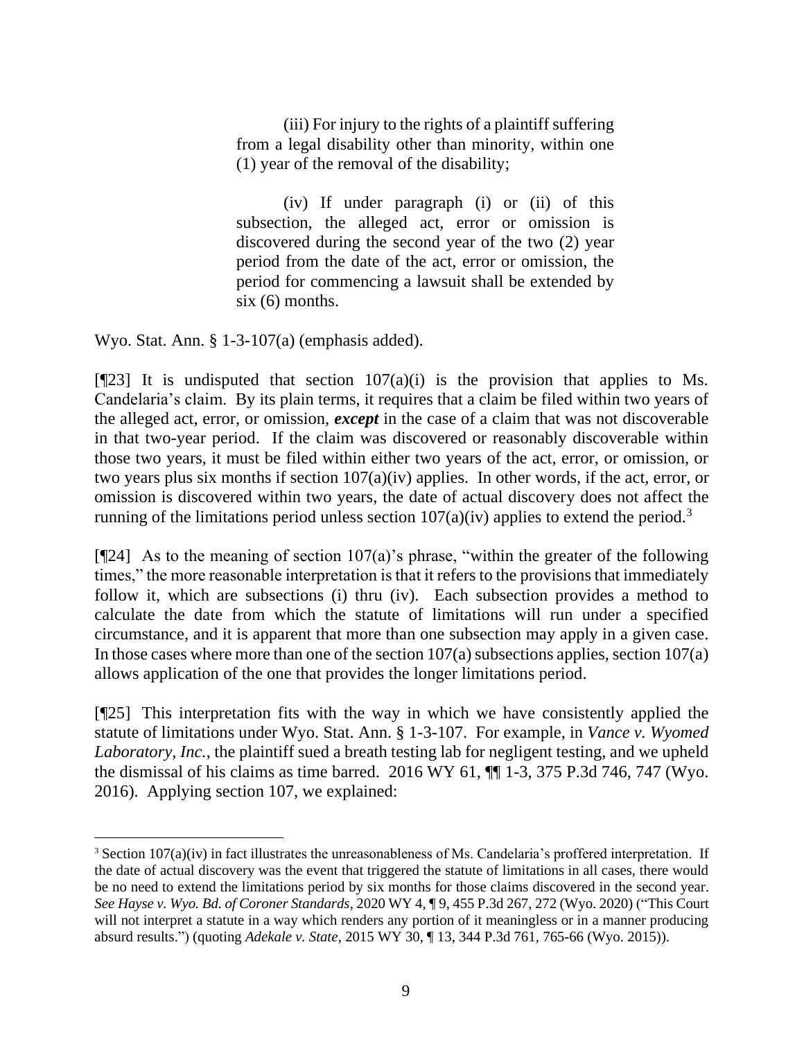> (iii) For injury to the rights of a plaintiff suffering from a legal disability other than minority, within one (1) year of the removal of the disability;
>
> (iv) If under paragraph (i) or (ii) of this subsection, the alleged act, error or omission is discovered during the second year of the two (2) year period from the date of the act, error or omission, the period for commencing a lawsuit shall be extended by six (6) months.

Wyo. Stat. Ann. § 1-3-107(a) (emphasis added).

[¶23] It is undisputed that section 107(a)(i) is the provision that applies to Ms. Candelaria's claim. By its plain terms, it requires that a claim be filed within two years of the alleged act, error, or omission, ***except*** in the case of a claim that was not discoverable in that two-year period. If the claim was discovered or reasonably discoverable within those two years, it must be filed within either two years of the act, error, or omission, or two years plus six months if section 107(a)(iv) applies. In other words, if the act, error, or omission is discovered within two years, the date of actual discovery does not affect the running of the limitations period unless section 107(a)(iv) applies to extend the period.[3]

[¶24] As to the meaning of section 107(a)'s phrase, "within the greater of the following times," the more reasonable interpretation is that it refers to the provisions that immediately follow it, which are subsections (i) thru (iv). Each subsection provides a method to calculate the date from which the statute of limitations will run under a specified circumstance, and it is apparent that more than one subsection may apply in a given case. In those cases where more than one of the section 107(a) subsections applies, section 107(a) allows application of the one that provides the longer limitations period.

[¶25] This interpretation fits with the way in which we have consistently applied the statute of limitations under Wyo. Stat. Ann. § 1-3-107. For example, in *Vance v. Wyomed Laboratory, Inc.*, the plaintiff sued a breath testing lab for negligent testing, and we upheld the dismissal of his claims as time barred. 2016 WY 61, ¶¶ 1-3, 375 P.3d 746, 747 (Wyo. 2016). Applying section 107, we explained:

---

[3] Section 107(a)(iv) in fact illustrates the unreasonableness of Ms. Candelaria's proffered interpretation. If the date of actual discovery was the event that triggered the statute of limitations in all cases, there would be no need to extend the limitations period by six months for those claims discovered in the second year. *See Hayse v. Wyo. Bd. of Coroner Standards*, 2020 WY 4, ¶ 9, 455 P.3d 267, 272 (Wyo. 2020) ("This Court will not interpret a statute in a way which renders any portion of it meaningless or in a manner producing absurd results.") (quoting *Adekale v. State*, 2015 WY 30, ¶ 13, 344 P.3d 761, 765-66 (Wyo. 2015)).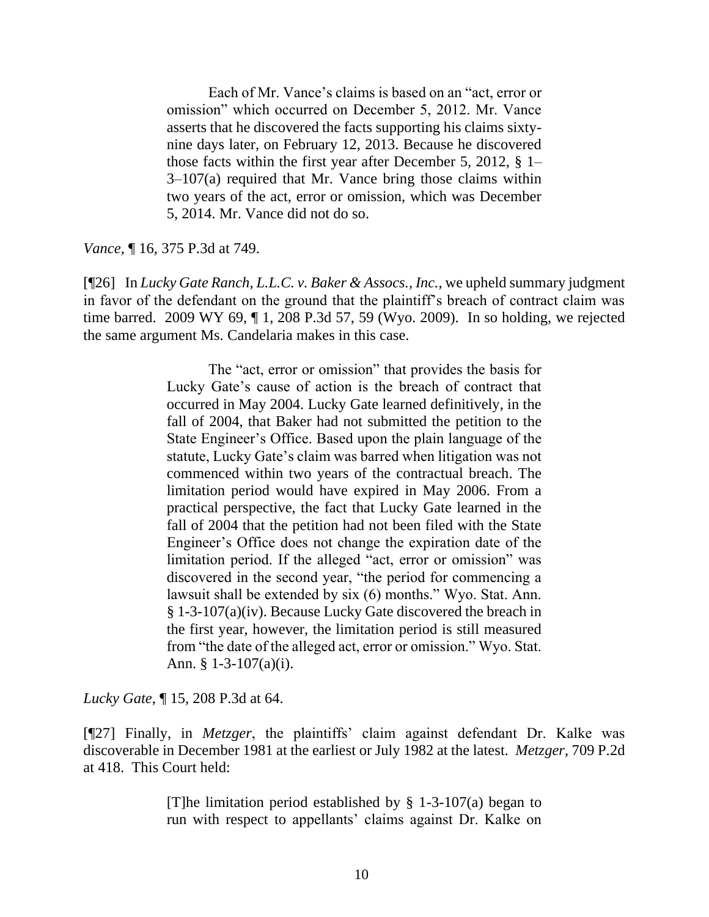> Each of Mr. Vance's claims is based on an "act, error or omission" which occurred on December 5, 2012. Mr. Vance asserts that he discovered the facts supporting his claims sixty-nine days later, on February 12, 2013. Because he discovered those facts within the first year after December 5, 2012, § 1–3–107(a) required that Mr. Vance bring those claims within two years of the act, error or omission, which was December 5, 2014. Mr. Vance did not do so.

*Vance*, ¶ 16, 375 P.3d at 749.

[¶26] In *Lucky Gate Ranch, L.L.C. v. Baker & Assocs., Inc.*, we upheld summary judgment in favor of the defendant on the ground that the plaintiff's breach of contract claim was time barred. 2009 WY 69, ¶ 1, 208 P.3d 57, 59 (Wyo. 2009). In so holding, we rejected the same argument Ms. Candelaria makes in this case.

> The "act, error or omission" that provides the basis for Lucky Gate's cause of action is the breach of contract that occurred in May 2004. Lucky Gate learned definitively, in the fall of 2004, that Baker had not submitted the petition to the State Engineer's Office. Based upon the plain language of the statute, Lucky Gate's claim was barred when litigation was not commenced within two years of the contractual breach. The limitation period would have expired in May 2006. From a practical perspective, the fact that Lucky Gate learned in the fall of 2004 that the petition had not been filed with the State Engineer's Office does not change the expiration date of the limitation period. If the alleged "act, error or omission" was discovered in the second year, "the period for commencing a lawsuit shall be extended by six (6) months." Wyo. Stat. Ann. § 1-3-107(a)(iv). Because Lucky Gate discovered the breach in the first year, however, the limitation period is still measured from "the date of the alleged act, error or omission." Wyo. Stat. Ann. § 1-3-107(a)(i).

*Lucky Gate*, ¶ 15, 208 P.3d at 64.

[¶27] Finally, in *Metzger*, the plaintiffs' claim against defendant Dr. Kalke was discoverable in December 1981 at the earliest or July 1982 at the latest. *Metzger*, 709 P.2d at 418. This Court held:

> [T]he limitation period established by § 1-3-107(a) began to run with respect to appellants' claims against Dr. Kalke on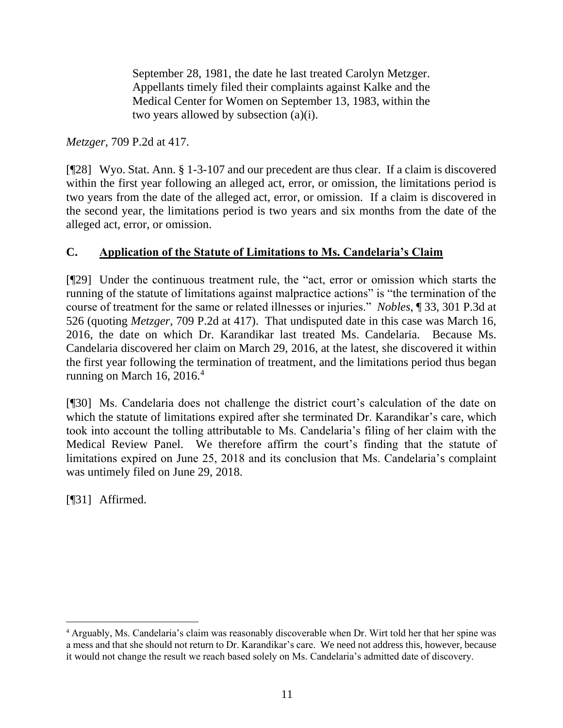> September 28, 1981, the date he last treated Carolyn Metzger. Appellants timely filed their complaints against Kalke and the Medical Center for Women on September 13, 1983, within the two years allowed by subsection (a)(i).

*Metzger*, 709 P.2d at 417.

[¶28] Wyo. Stat. Ann. § 1-3-107 and our precedent are thus clear. If a claim is discovered within the first year following an alleged act, error, or omission, the limitations period is two years from the date of the alleged act, error, or omission. If a claim is discovered in the second year, the limitations period is two years and six months from the date of the alleged act, error, or omission.

## C. <u>Application of the Statute of Limitations to Ms. Candelaria's Claim</u>

[¶29] Under the continuous treatment rule, the "act, error or omission which starts the running of the statute of limitations against malpractice actions" is "the termination of the course of treatment for the same or related illnesses or injuries." *Nobles*, ¶ 33, 301 P.3d at 526 (quoting *Metzger*, 709 P.2d at 417). That undisputed date in this case was March 16, 2016, the date on which Dr. Karandikar last treated Ms. Candelaria. Because Ms. Candelaria discovered her claim on March 29, 2016, at the latest, she discovered it within the first year following the termination of treatment, and the limitations period thus began running on March 16, 2016.[4]

[¶30] Ms. Candelaria does not challenge the district court's calculation of the date on which the statute of limitations expired after she terminated Dr. Karandikar's care, which took into account the tolling attributable to Ms. Candelaria's filing of her claim with the Medical Review Panel. We therefore affirm the court's finding that the statute of limitations expired on June 25, 2018 and its conclusion that Ms. Candelaria's complaint was untimely filed on June 29, 2018.

[¶31] Affirmed.

---

[4] Arguably, Ms. Candelaria's claim was reasonably discoverable when Dr. Wirt told her that her spine was a mess and that she should not return to Dr. Karandikar's care. We need not address this, however, because it would not change the result we reach based solely on Ms. Candelaria's admitted date of discovery.